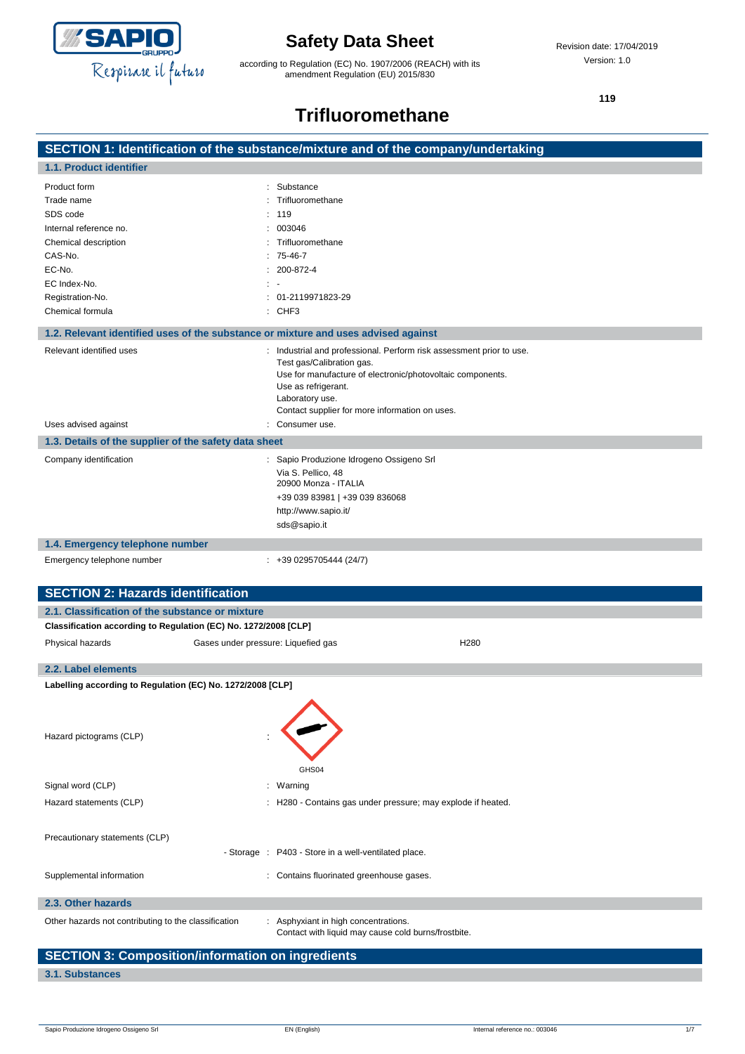# Safety Data Sheet

according to Regulation (EC) No. 1907/2006 (REACH) with its amendment Regulation (EU) 2015/830

Revision date: 17/04/2019

Version: 1.0

119

# Trifluoromethane

## SECTION 1: Identification of the substance/mixture and of the company/undertaking

### 1.1. Product identifier

| | |
|---|---|
| Product form | : Substance |
| Trade name | : Trifluoromethane |
| SDS code | : 119 |
| Internal reference no. | : 003046 |
| Chemical description | : Trifluoromethane |
| CAS-No. | : 75-46-7 |
| EC-No. | : 200-872-4 |
| EC Index-No. | : - |
| Registration-No. | : 01-2119971823-29 |
| Chemical formula | : $CHF_3$ |

### 1.2. Relevant identified uses of the substance or mixture and uses advised against

Relevant identified uses : Industrial and professional. Perform risk assessment prior to use.
Test gas/Calibration gas.
Use for manufacture of electronic/photovoltaic components.
Use as refrigerant.
Laboratory use.
Contact supplier for more information on uses.

Uses advised against : Consumer use.

### 1.3. Details of the supplier of the safety data sheet

Company identification : Sapio Produzione Idrogeno Ossigeno Srl
Via S. Pellico, 48
20900 Monza - ITALIA
+39 039 83981 | +39 039 836068
http://www.sapio.it/
sds@sapio.it

### 1.4. Emergency telephone number

Emergency telephone number : +39 0295705444 (24/7)

## SECTION 2: Hazards identification

### 2.1. Classification of the substance or mixture

**Classification according to Regulation (EC) No. 1272/2008 [CLP]**

| | | |
|---|---|---|
| Physical hazards | Gases under pressure: Liquefied gas | H280 |

### 2.2. Label elements

**Labelling according to Regulation (EC) No. 1272/2008 [CLP]**

Hazard pictograms (CLP) : GHS04

Signal word (CLP) : Warning

Hazard statements (CLP) : H280 - Contains gas under pressure; may explode if heated.

Precautionary statements (CLP)

- Storage : P403 - Store in a well-ventilated place.

Supplemental information : Contains fluorinated greenhouse gases.

### 2.3. Other hazards

Other hazards not contributing to the classification : Asphyxiant in high concentrations.
Contact with liquid may cause cold burns/frostbite.

## SECTION 3: Composition/information on ingredients

### 3.1. Substances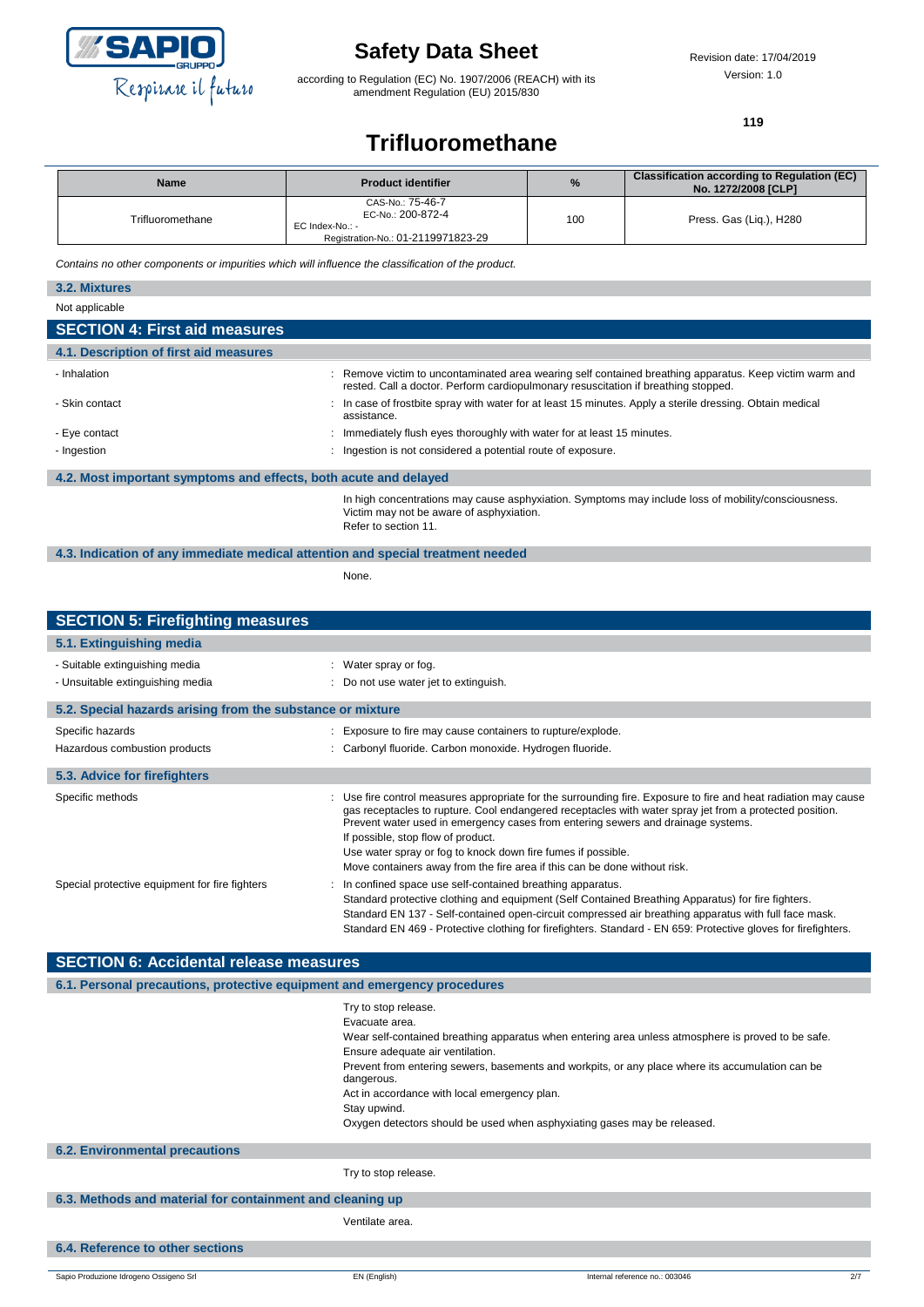| Name | Product identifier | % | Classification according to Regulation (EC) No. 1272/2008 [CLP] |
|---|---|---|---|
| Trifluoromethane | CAS-No.: 75-46-7<br>EC-No.: 200-872-4<br>EC Index-No.: -<br>Registration-No.: 01-2119971823-29 | 100 | Press. Gas (Liq.), H280 |

*Contains no other components or impurities which will influence the classification of the product.*

### 3.2. Mixtures

Not applicable

## SECTION 4: First aid measures

### 4.1. Description of first aid measures

- Inhalation : Remove victim to uncontaminated area wearing self contained breathing apparatus. Keep victim warm and rested. Call a doctor. Perform cardiopulmonary resuscitation if breathing stopped.
- Skin contact : In case of frostbite spray with water for at least 15 minutes. Apply a sterile dressing. Obtain medical assistance.
- Eye contact : Immediately flush eyes thoroughly with water for at least 15 minutes.
- Ingestion : Ingestion is not considered a potential route of exposure.

### 4.2. Most important symptoms and effects, both acute and delayed

In high concentrations may cause asphyxiation. Symptoms may include loss of mobility/consciousness. Victim may not be aware of asphyxiation.
Refer to section 11.

### 4.3. Indication of any immediate medical attention and special treatment needed

None.

## SECTION 5: Firefighting measures

### 5.1. Extinguishing media

- Suitable extinguishing media : Water spray or fog.
- Unsuitable extinguishing media : Do not use water jet to extinguish.

### 5.2. Special hazards arising from the substance or mixture

Specific hazards : Exposure to fire may cause containers to rupture/explode.

Hazardous combustion products : Carbonyl fluoride. Carbon monoxide. Hydrogen fluoride.

### 5.3. Advice for firefighters

Specific methods : Use fire control measures appropriate for the surrounding fire. Exposure to fire and heat radiation may cause gas receptacles to rupture. Cool endangered receptacles with water spray jet from a protected position. Prevent water used in emergency cases from entering sewers and drainage systems.
If possible, stop flow of product.
Use water spray or fog to knock down fire fumes if possible.
Move containers away from the fire area if this can be done without risk.

Special protective equipment for fire fighters : In confined space use self-contained breathing apparatus.
Standard protective clothing and equipment (Self Contained Breathing Apparatus) for fire fighters.
Standard EN 137 - Self-contained open-circuit compressed air breathing apparatus with full face mask.
Standard EN 469 - Protective clothing for firefighters. Standard - EN 659: Protective gloves for firefighters.

## SECTION 6: Accidental release measures

### 6.1. Personal precautions, protective equipment and emergency procedures

Try to stop release.
Evacuate area.
Wear self-contained breathing apparatus when entering area unless atmosphere is proved to be safe.
Ensure adequate air ventilation.
Prevent from entering sewers, basements and workpits, or any place where its accumulation can be dangerous.
Act in accordance with local emergency plan.
Stay upwind.
Oxygen detectors should be used when asphyxiating gases may be released.

### 6.2. Environmental precautions

Try to stop release.

### 6.3. Methods and material for containment and cleaning up

Ventilate area.

### 6.4. Reference to other sections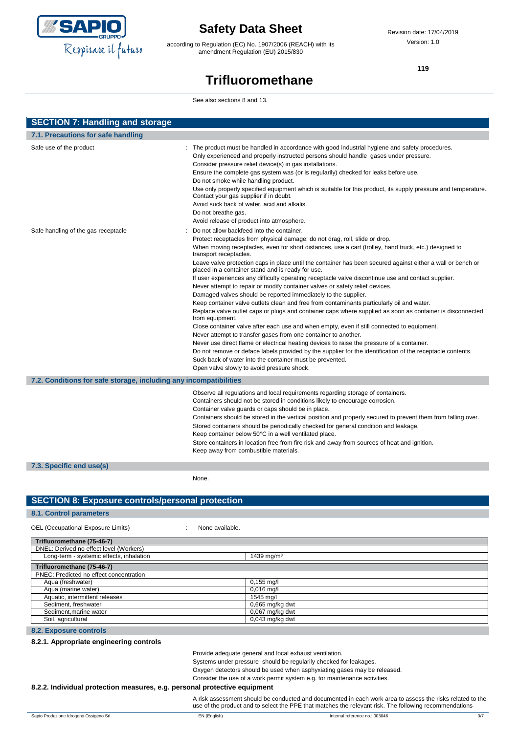See also sections 8 and 13.

## SECTION 7: Handling and storage

### 7.1. Precautions for safe handling

Safe use of the product : The product must be handled in accordance with good industrial hygiene and safety procedures.
Only experienced and properly instructed persons should handle gases under pressure.
Consider pressure relief device(s) in gas installations.
Ensure the complete gas system was (or is regularily) checked for leaks before use.
Do not smoke while handling product.
Use only properly specified equipment which is suitable for this product, its supply pressure and temperature. Contact your gas supplier if in doubt.
Avoid suck back of water, acid and alkalis.
Do not breathe gas.
Avoid release of product into atmosphere.

Safe handling of the gas receptacle : Do not allow backfeed into the container.
Protect receptacles from physical damage; do not drag, roll, slide or drop.
When moving receptacles, even for short distances, use a cart (trolley, hand truck, etc.) designed to transport receptacles.
Leave valve protection caps in place until the container has been secured against either a wall or bench or placed in a container stand and is ready for use.
If user experiences any difficulty operating receptacle valve discontinue use and contact supplier.
Never attempt to repair or modify container valves or safety relief devices.
Damaged valves should be reported immediately to the supplier.
Keep container valve outlets clean and free from contaminants particularly oil and water.
Replace valve outlet caps or plugs and container caps where supplied as soon as container is disconnected from equipment.
Close container valve after each use and when empty, even if still connected to equipment.
Never attempt to transfer gases from one container to another.
Never use direct flame or electrical heating devices to raise the pressure of a container.
Do not remove or deface labels provided by the supplier for the identification of the receptacle contents.
Suck back of water into the container must be prevented.
Open valve slowly to avoid pressure shock.

### 7.2. Conditions for safe storage, including any incompatibilities

Observe all regulations and local requirements regarding storage of containers.
Containers should not be stored in conditions likely to encourage corrosion.
Container valve guards or caps should be in place.
Containers should be stored in the vertical position and properly secured to prevent them from falling over.
Stored containers should be periodically checked for general condition and leakage.
Keep container below 50°C in a well ventilated place.
Store containers in location free from fire risk and away from sources of heat and ignition.
Keep away from combustible materials.

### 7.3. Specific end use(s)

None.

## SECTION 8: Exposure controls/personal protection

### 8.1. Control parameters

OEL (Occupational Exposure Limits) : None available.

| Trifluoromethane (75-46-7) | |
|---|---|
| DNEL: Derived no effect level (Workers) | |
| Long-term - systemic effects, inhalation | 1439 mg/m³ |

| Trifluoromethane (75-46-7) | |
|---|---|
| PNEC: Predicted no effect concentration | |
| Aqua (freshwater) | 0,155 mg/l |
| Aqua (marine water) | 0,016 mg/l |
| Aquatic, intermittent releases | 1545 mg/l |
| Sediment, freshwater | 0,665 mg/kg dwt |
| Sediment,marine water | 0,067 mg/kg dwt |
| Soil, agricultural | 0,043 mg/kg dwt |

### 8.2. Exposure controls

#### 8.2.1. Appropriate engineering controls

Provide adequate general and local exhaust ventilation.
Systems under pressure should be regularily checked for leakages.
Oxygen detectors should be used when asphyxiating gases may be released.
Consider the use of a work permit system e.g. for maintenance activities.

#### 8.2.2. Individual protection measures, e.g. personal protective equipment

A risk assessment should be conducted and documented in each work area to assess the risks related to the use of the product and to select the PPE that matches the relevant risk. The following recommendations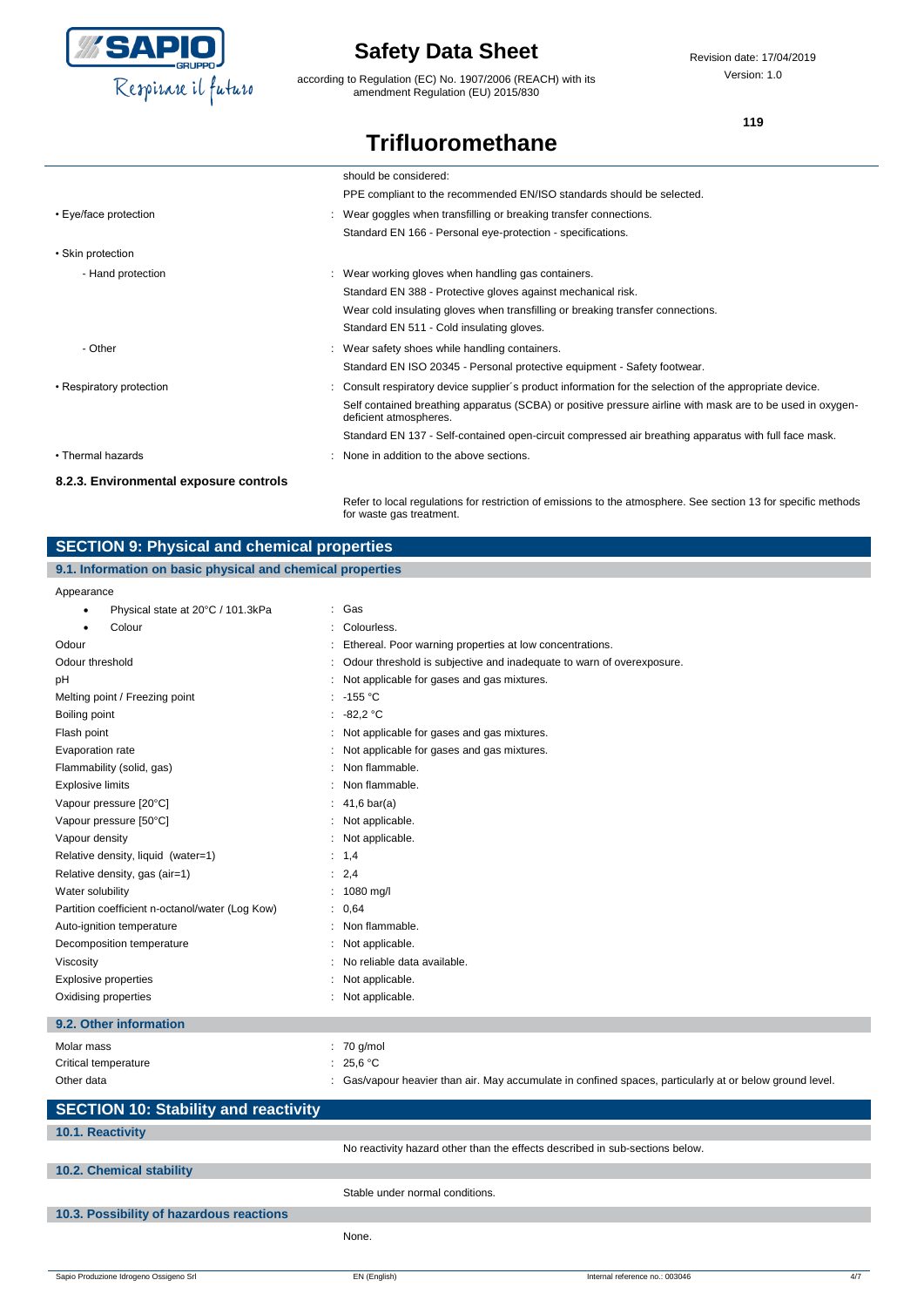| | |
|---|---|
| | should be considered: |
| | PPE compliant to the recommended EN/ISO standards should be selected. |
| • Eye/face protection | : Wear goggles when transfilling or breaking transfer connections. |
| | Standard EN 166 - Personal eye-protection - specifications. |
| • Skin protection | |
| - Hand protection | : Wear working gloves when handling gas containers. |
| | Standard EN 388 - Protective gloves against mechanical risk. |
| | Wear cold insulating gloves when transfilling or breaking transfer connections. |
| | Standard EN 511 - Cold insulating gloves. |
| - Other | : Wear safety shoes while handling containers. |
| | Standard EN ISO 20345 - Personal protective equipment - Safety footwear. |
| • Respiratory protection | : Consult respiratory device supplier´s product information for the selection of the appropriate device. |
| | Self contained breathing apparatus (SCBA) or positive pressure airline with mask are to be used in oxygen-deficient atmospheres. |
| | Standard EN 137 - Self-contained open-circuit compressed air breathing apparatus with full face mask. |
| • Thermal hazards | : None in addition to the above sections. |

### 8.2.3. Environmental exposure controls

Refer to local regulations for restriction of emissions to the atmosphere. See section 13 for specific methods for waste gas treatment.

## SECTION 9: Physical and chemical properties

### 9.1. Information on basic physical and chemical properties

| | |
|---|---|
| Appearance | |
| • Physical state at 20°C / 101.3kPa | : Gas |
| • Colour | : Colourless. |
| Odour | : Ethereal. Poor warning properties at low concentrations. |
| Odour threshold | : Odour threshold is subjective and inadequate to warn of overexposure. |
| pH | : Not applicable for gases and gas mixtures. |
| Melting point / Freezing point | : -155 °C |
| Boiling point | : -82,2 °C |
| Flash point | : Not applicable for gases and gas mixtures. |
| Evaporation rate | : Not applicable for gases and gas mixtures. |
| Flammability (solid, gas) | : Non flammable. |
| Explosive limits | : Non flammable. |
| Vapour pressure [20°C] | : 41,6 bar(a) |
| Vapour pressure [50°C] | : Not applicable. |
| Vapour density | : Not applicable. |
| Relative density, liquid (water=1) | : 1,4 |
| Relative density, gas (air=1) | : 2,4 |
| Water solubility | : 1080 mg/l |
| Partition coefficient n-octanol/water (Log Kow) | : 0,64 |
| Auto-ignition temperature | : Non flammable. |
| Decomposition temperature | : Not applicable. |
| Viscosity | : No reliable data available. |
| Explosive properties | : Not applicable. |
| Oxidising properties | : Not applicable. |

### 9.2. Other information

| | |
|---|---|
| Molar mass | : 70 g/mol |
| Critical temperature | : 25,6 °C |
| Other data | : Gas/vapour heavier than air. May accumulate in confined spaces, particularly at or below ground level. |

## SECTION 10: Stability and reactivity

### 10.1. Reactivity

No reactivity hazard other than the effects described in sub-sections below.

### 10.2. Chemical stability

Stable under normal conditions.

### 10.3. Possibility of hazardous reactions

None.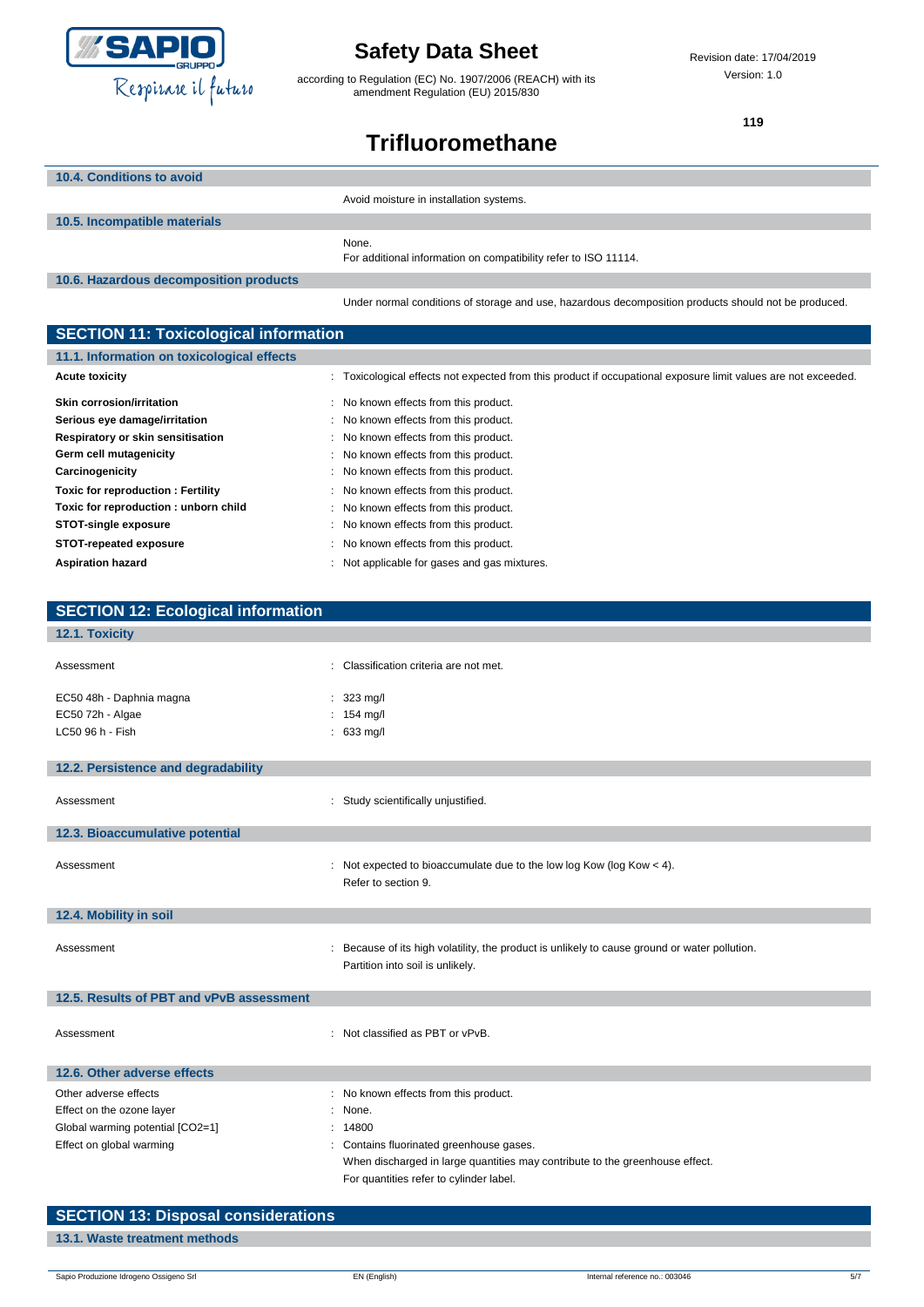#### 10.4. Conditions to avoid

Avoid moisture in installation systems.

#### 10.5. Incompatible materials

None.
For additional information on compatibility refer to ISO 11114.

#### 10.6. Hazardous decomposition products

Under normal conditions of storage and use, hazardous decomposition products should not be produced.

## SECTION 11: Toxicological information

#### 11.1. Information on toxicological effects

| | |
|---|---|
| **Acute toxicity** | : Toxicological effects not expected from this product if occupational exposure limit values are not exceeded. |
| **Skin corrosion/irritation** | : No known effects from this product. |
| **Serious eye damage/irritation** | : No known effects from this product. |
| **Respiratory or skin sensitisation** | : No known effects from this product. |
| **Germ cell mutagenicity** | : No known effects from this product. |
| **Carcinogenicity** | : No known effects from this product. |
| **Toxic for reproduction : Fertility** | : No known effects from this product. |
| **Toxic for reproduction : unborn child** | : No known effects from this product. |
| **STOT-single exposure** | : No known effects from this product. |
| **STOT-repeated exposure** | : No known effects from this product. |
| **Aspiration hazard** | : Not applicable for gases and gas mixtures. |

## SECTION 12: Ecological information

#### 12.1. Toxicity

| | |
|---|---|
| Assessment | : Classification criteria are not met. |
| EC50 48h - Daphnia magna | : 323 mg/l |
| EC50 72h - Algae | : 154 mg/l |
| LC50 96 h - Fish | : 633 mg/l |

#### 12.2. Persistence and degradability

| | |
|---|---|
| Assessment | : Study scientifically unjustified. |

#### 12.3. Bioaccumulative potential

| | |
|---|---|
| Assessment | : Not expected to bioaccumulate due to the low log Kow (log Kow < 4). Refer to section 9. |

#### 12.4. Mobility in soil

| | |
|---|---|
| Assessment | : Because of its high volatility, the product is unlikely to cause ground or water pollution. Partition into soil is unlikely. |

#### 12.5. Results of PBT and vPvB assessment

| | |
|---|---|
| Assessment | : Not classified as PBT or vPvB. |

#### 12.6. Other adverse effects

| | |
|---|---|
| Other adverse effects | : No known effects from this product. |
| Effect on the ozone layer | : None. |
| Global warming potential [CO2=1] | : 14800 |
| Effect on global warming | : Contains fluorinated greenhouse gases. When discharged in large quantities may contribute to the greenhouse effect. For quantities refer to cylinder label. |

## SECTION 13: Disposal considerations

#### 13.1. Waste treatment methods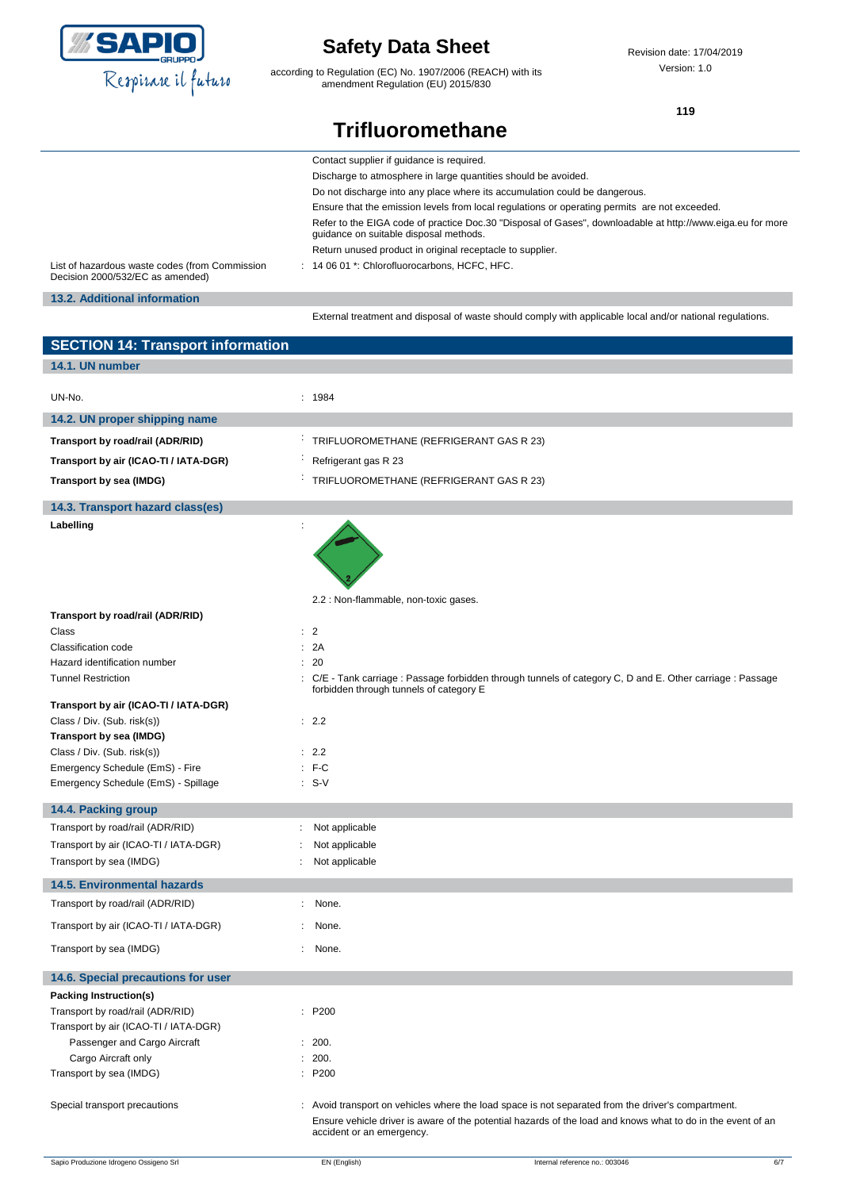Contact supplier if guidance is required.

Discharge to atmosphere in large quantities should be avoided.

Do not discharge into any place where its accumulation could be dangerous.

Ensure that the emission levels from local regulations or operating permits are not exceeded.

Refer to the EIGA code of practice Doc.30 "Disposal of Gases", downloadable at http://www.eiga.eu for more guidance on suitable disposal methods.

Return unused product in original receptacle to supplier.

| | |
|---|---|
| List of hazardous waste codes (from Commission Decision 2000/532/EC as amended) | : 14 06 01 *: Chlorofluorocarbons, HCFC, HFC. |

### 13.2. Additional information

External treatment and disposal of waste should comply with applicable local and/or national regulations.

## SECTION 14: Transport information

### 14.1. UN number

| | |
|---|---|
| UN-No. | : 1984 |

### 14.2. UN proper shipping name

| | |
|---|---|
| **Transport by road/rail (ADR/RID)** | : TRIFLUOROMETHANE (REFRIGERANT GAS R 23) |
| **Transport by air (ICAO-TI / IATA-DGR)** | : Refrigerant gas R 23 |
| **Transport by sea (IMDG)** | : TRIFLUOROMETHANE (REFRIGERANT GAS R 23) |

### 14.3. Transport hazard class(es)

**Labelling** :

2.2 : Non-flammable, non-toxic gases.

**Transport by road/rail (ADR/RID)**

| | |
|---|---|
| Class | : 2 |
| Classification code | : 2A |
| Hazard identification number | : 20 |
| Tunnel Restriction | : C/E - Tank carriage : Passage forbidden through tunnels of category C, D and E. Other carriage : Passage forbidden through tunnels of category E |

**Transport by air (ICAO-TI / IATA-DGR)**

| | |
|---|---|
| Class / Div. (Sub. risk(s)) | : 2.2 |

**Transport by sea (IMDG)**

| | |
|---|---|
| Class / Div. (Sub. risk(s)) | : 2.2 |
| Emergency Schedule (EmS) - Fire | : F-C |
| Emergency Schedule (EmS) - Spillage | : S-V |

### 14.4. Packing group

| | |
|---|---|
| Transport by road/rail (ADR/RID) | : Not applicable |
| Transport by air (ICAO-TI / IATA-DGR) | : Not applicable |
| Transport by sea (IMDG) | : Not applicable |

### 14.5. Environmental hazards

| | |
|---|---|
| Transport by road/rail (ADR/RID) | : None. |
| Transport by air (ICAO-TI / IATA-DGR) | : None. |
| Transport by sea (IMDG) | : None. |

### 14.6. Special precautions for user

**Packing Instruction(s)**

| | |
|---|---|
| Transport by road/rail (ADR/RID) | : P200 |
| Transport by air (ICAO-TI / IATA-DGR) | |
| Passenger and Cargo Aircraft | : 200. |
| Cargo Aircraft only | : 200. |
| Transport by sea (IMDG) | : P200 |

Special transport precautions : Avoid transport on vehicles where the load space is not separated from the driver's compartment.

Ensure vehicle driver is aware of the potential hazards of the load and knows what to do in the event of an accident or an emergency.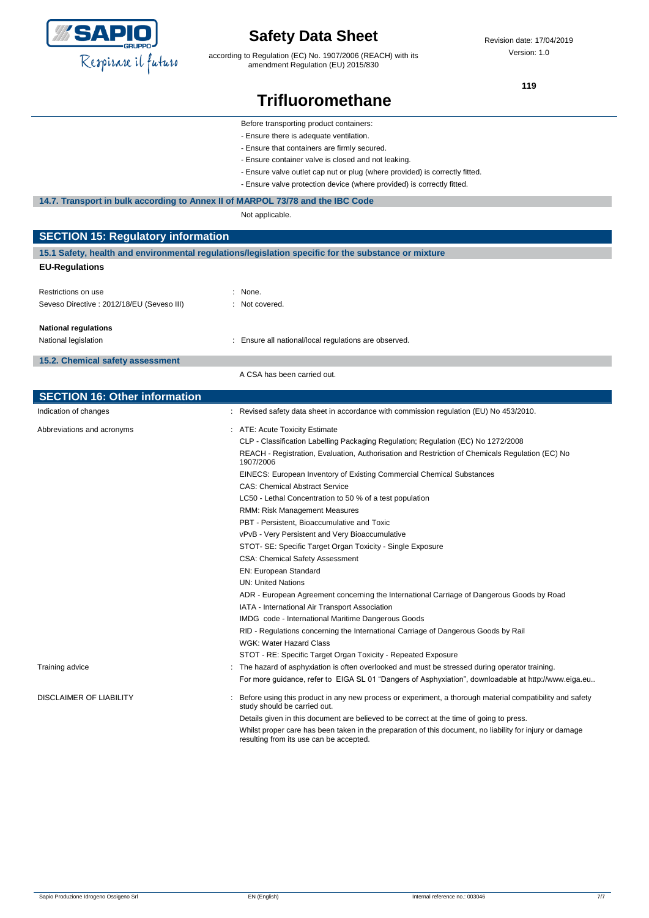Before transporting product containers:

- Ensure there is adequate ventilation.
- Ensure that containers are firmly secured.
- Ensure container valve is closed and not leaking.
- Ensure valve outlet cap nut or plug (where provided) is correctly fitted.
- Ensure valve protection device (where provided) is correctly fitted.

### 14.7. Transport in bulk according to Annex II of MARPOL 73/78 and the IBC Code

Not applicable.

## SECTION 15: Regulatory information

### 15.1 Safety, health and environmental regulations/legislation specific for the substance or mixture

**EU-Regulations**

Restrictions on use : None.

Seveso Directive : 2012/18/EU (Seveso III) : Not covered.

**National regulations**

National legislation : Ensure all national/local regulations are observed.

### 15.2. Chemical safety assessment

A CSA has been carried out.

## SECTION 16: Other information

Indication of changes : Revised safety data sheet in accordance with commission regulation (EU) No 453/2010.

Abbreviations and acronyms :

- ATE: Acute Toxicity Estimate
- CLP - Classification Labelling Packaging Regulation; Regulation (EC) No 1272/2008
- REACH - Registration, Evaluation, Authorisation and Restriction of Chemicals Regulation (EC) No 1907/2006
- EINECS: European Inventory of Existing Commercial Chemical Substances
- CAS: Chemical Abstract Service
- LC50 - Lethal Concentration to 50 % of a test population
- RMM: Risk Management Measures
- PBT - Persistent, Bioaccumulative and Toxic
- vPvB - Very Persistent and Very Bioaccumulative
- STOT- SE: Specific Target Organ Toxicity - Single Exposure
- CSA: Chemical Safety Assessment
- EN: European Standard
- UN: United Nations
- ADR - European Agreement concerning the International Carriage of Dangerous Goods by Road
- IATA - International Air Transport Association
- IMDG code - International Maritime Dangerous Goods
- RID - Regulations concerning the International Carriage of Dangerous Goods by Rail
- WGK: Water Hazard Class
- STOT - RE: Specific Target Organ Toxicity - Repeated Exposure

Training advice : The hazard of asphyxiation is often overlooked and must be stressed during operator training.

For more guidance, refer to EIGA SL 01 "Dangers of Asphyxiation", downloadable at http://www.eiga.eu..

DISCLAIMER OF LIABILITY : Before using this product in any new process or experiment, a thorough material compatibility and safety study should be carried out.

Details given in this document are believed to be correct at the time of going to press.

Whilst proper care has been taken in the preparation of this document, no liability for injury or damage resulting from its use can be accepted.